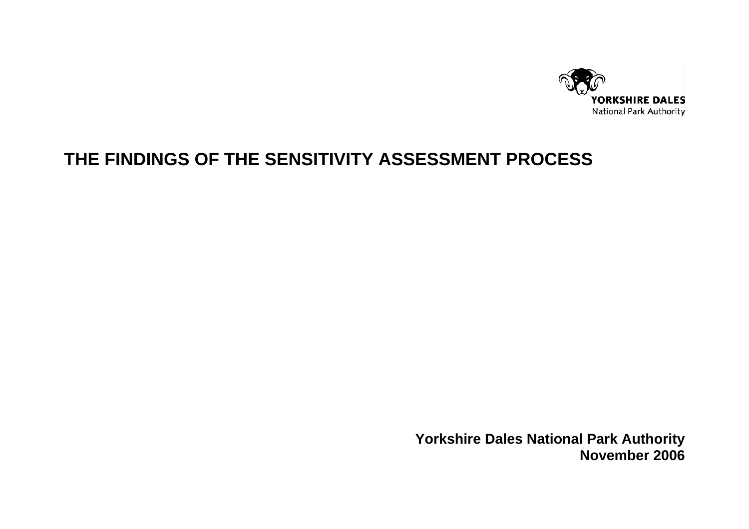YORKSHIRE DALES
National Park Authority

# THE FINDINGS OF THE SENSITIVITY ASSESSMENT PROCESS

**Yorkshire Dales National Park Authority**
**November 2006**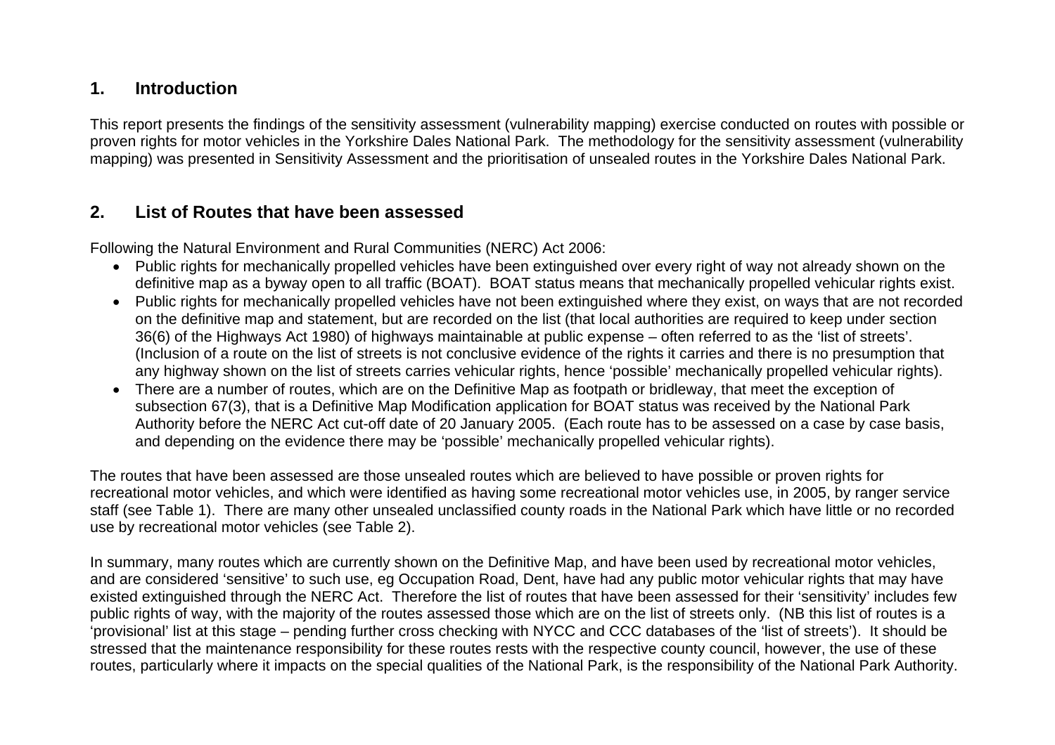## 1. Introduction

This report presents the findings of the sensitivity assessment (vulnerability mapping) exercise conducted on routes with possible or proven rights for motor vehicles in the Yorkshire Dales National Park. The methodology for the sensitivity assessment (vulnerability mapping) was presented in Sensitivity Assessment and the prioritisation of unsealed routes in the Yorkshire Dales National Park.

## 2. List of Routes that have been assessed

Following the Natural Environment and Rural Communities (NERC) Act 2006:

- Public rights for mechanically propelled vehicles have been extinguished over every right of way not already shown on the definitive map as a byway open to all traffic (BOAT). BOAT status means that mechanically propelled vehicular rights exist.
- Public rights for mechanically propelled vehicles have not been extinguished where they exist, on ways that are not recorded on the definitive map and statement, but are recorded on the list (that local authorities are required to keep under section 36(6) of the Highways Act 1980) of highways maintainable at public expense – often referred to as the 'list of streets'. (Inclusion of a route on the list of streets is not conclusive evidence of the rights it carries and there is no presumption that any highway shown on the list of streets carries vehicular rights, hence 'possible' mechanically propelled vehicular rights).
- There are a number of routes, which are on the Definitive Map as footpath or bridleway, that meet the exception of subsection 67(3), that is a Definitive Map Modification application for BOAT status was received by the National Park Authority before the NERC Act cut-off date of 20 January 2005. (Each route has to be assessed on a case by case basis, and depending on the evidence there may be 'possible' mechanically propelled vehicular rights).

The routes that have been assessed are those unsealed routes which are believed to have possible or proven rights for recreational motor vehicles, and which were identified as having some recreational motor vehicles use, in 2005, by ranger service staff (see Table 1). There are many other unsealed unclassified county roads in the National Park which have little or no recorded use by recreational motor vehicles (see Table 2).

In summary, many routes which are currently shown on the Definitive Map, and have been used by recreational motor vehicles, and are considered 'sensitive' to such use, eg Occupation Road, Dent, have had any public motor vehicular rights that may have existed extinguished through the NERC Act. Therefore the list of routes that have been assessed for their 'sensitivity' includes few public rights of way, with the majority of the routes assessed those which are on the list of streets only. (NB this list of routes is a 'provisional' list at this stage – pending further cross checking with NYCC and CCC databases of the 'list of streets'). It should be stressed that the maintenance responsibility for these routes rests with the respective county council, however, the use of these routes, particularly where it impacts on the special qualities of the National Park, is the responsibility of the National Park Authority.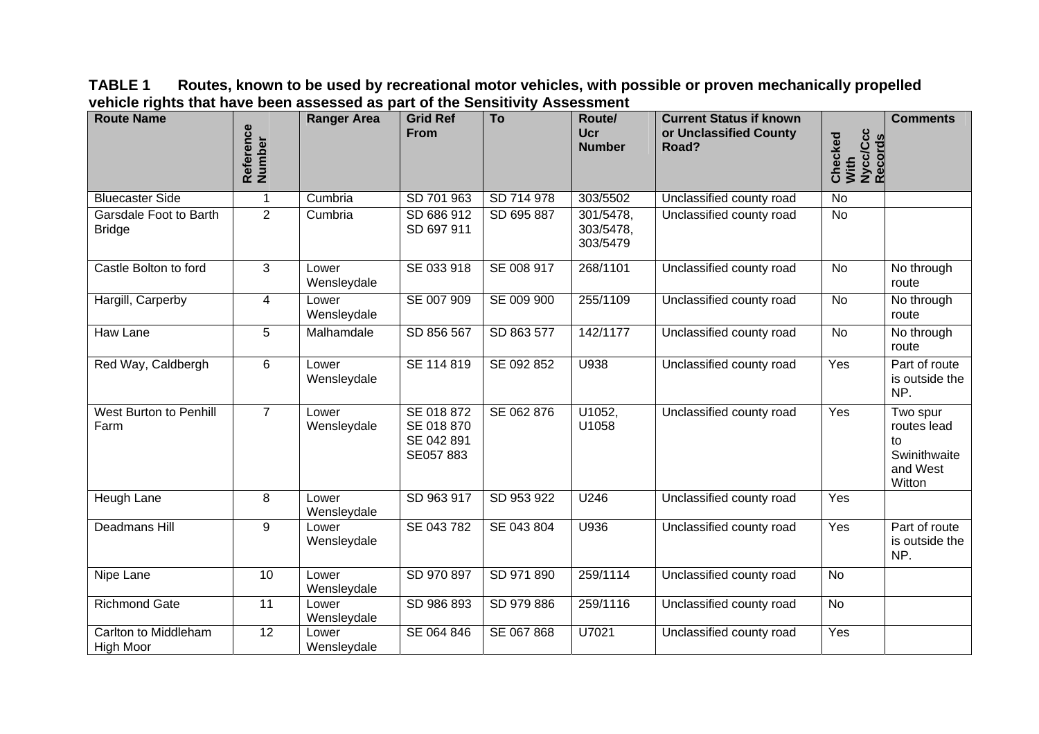**TABLE 1 Routes, known to be used by recreational motor vehicles, with possible or proven mechanically propelled vehicle rights that have been assessed as part of the Sensitivity Assessment**

| Route Name | Reference Number | Ranger Area | Grid Ref From | To | Route/ Ucr Number | Current Status if known or Unclassified County Road? | Checked With Nycc/Ccc Records | Comments |
|---|---|---|---|---|---|---|---|---|
| Bluecaster Side | 1 | Cumbria | SD 701 963 | SD 714 978 | 303/5502 | Unclassified county road | No | |
| Garsdale Foot to Barth Bridge | 2 | Cumbria | SD 686 912 SD 697 911 | SD 695 887 | 301/5478, 303/5478, 303/5479 | Unclassified county road | No | |
| Castle Bolton to ford | 3 | Lower Wensleydale | SE 033 918 | SE 008 917 | 268/1101 | Unclassified county road | No | No through route |
| Hargill, Carperby | 4 | Lower Wensleydale | SE 007 909 | SE 009 900 | 255/1109 | Unclassified county road | No | No through route |
| Haw Lane | 5 | Malhamdale | SD 856 567 | SD 863 577 | 142/1177 | Unclassified county road | No | No through route |
| Red Way, Caldbergh | 6 | Lower Wensleydale | SE 114 819 | SE 092 852 | U938 | Unclassified county road | Yes | Part of route is outside the NP. |
| West Burton to Penhill Farm | 7 | Lower Wensleydale | SE 018 872 SE 018 870 SE 042 891 SE057 883 | SE 062 876 | U1052, U1058 | Unclassified county road | Yes | Two spur routes lead to Swinithwaite and West Witton |
| Heugh Lane | 8 | Lower Wensleydale | SD 963 917 | SD 953 922 | U246 | Unclassified county road | Yes | |
| Deadmans Hill | 9 | Lower Wensleydale | SE 043 782 | SE 043 804 | U936 | Unclassified county road | Yes | Part of route is outside the NP. |
| Nipe Lane | 10 | Lower Wensleydale | SD 970 897 | SD 971 890 | 259/1114 | Unclassified county road | No | |
| Richmond Gate | 11 | Lower Wensleydale | SD 986 893 | SD 979 886 | 259/1116 | Unclassified county road | No | |
| Carlton to Middleham High Moor | 12 | Lower Wensleydale | SE 064 846 | SE 067 868 | U7021 | Unclassified county road | Yes | |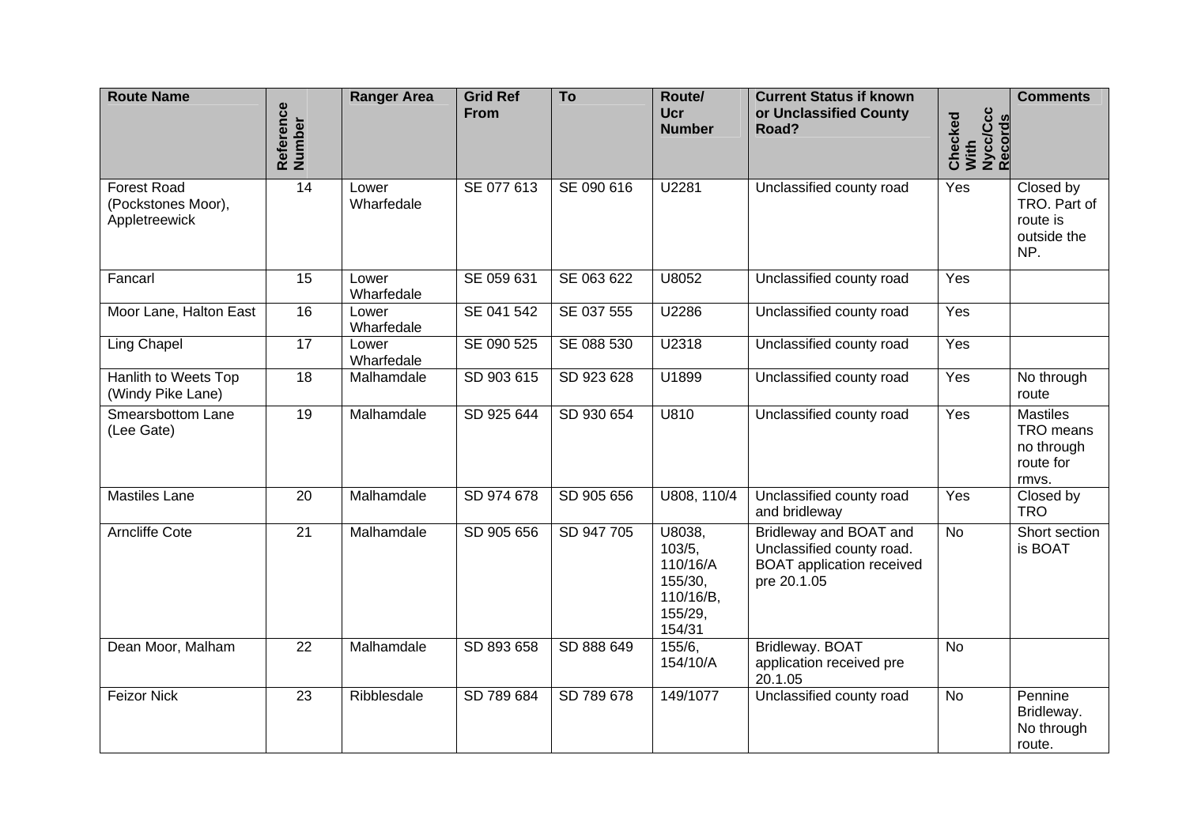| Route Name | Reference Number | Ranger Area | Grid Ref From | To | Route/ Ucr Number | Current Status if known or Unclassified County Road? | Checked With Nycc/Ccc Records | Comments |
|---|---|---|---|---|---|---|---|---|
| Forest Road (Pockstones Moor), Appletreewick | 14 | Lower Wharfedale | SE 077 613 | SE 090 616 | U2281 | Unclassified county road | Yes | Closed by TRO. Part of route is outside the NP. |
| Fancarl | 15 | Lower Wharfedale | SE 059 631 | SE 063 622 | U8052 | Unclassified county road | Yes | |
| Moor Lane, Halton East | 16 | Lower Wharfedale | SE 041 542 | SE 037 555 | U2286 | Unclassified county road | Yes | |
| Ling Chapel | 17 | Lower Wharfedale | SE 090 525 | SE 088 530 | U2318 | Unclassified county road | Yes | |
| Hanlith to Weets Top (Windy Pike Lane) | 18 | Malhamdale | SD 903 615 | SD 923 628 | U1899 | Unclassified county road | Yes | No through route |
| Smearsbottom Lane (Lee Gate) | 19 | Malhamdale | SD 925 644 | SD 930 654 | U810 | Unclassified county road | Yes | Mastiles TRO means no through route for rmvs. |
| Mastiles Lane | 20 | Malhamdale | SD 974 678 | SD 905 656 | U808, 110/4 | Unclassified county road and bridleway | Yes | Closed by TRO |
| Arncliffe Cote | 21 | Malhamdale | SD 905 656 | SD 947 705 | U8038, 103/5, 110/16/A 155/30, 110/16/B, 155/29, 154/31 | Bridleway and BOAT and Unclassified county road. BOAT application received pre 20.1.05 | No | Short section is BOAT |
| Dean Moor, Malham | 22 | Malhamdale | SD 893 658 | SD 888 649 | 155/6, 154/10/A | Bridleway. BOAT application received pre 20.1.05 | No | |
| Feizor Nick | 23 | Ribblesdale | SD 789 684 | SD 789 678 | 149/1077 | Unclassified county road | No | Pennine Bridleway. No through route. |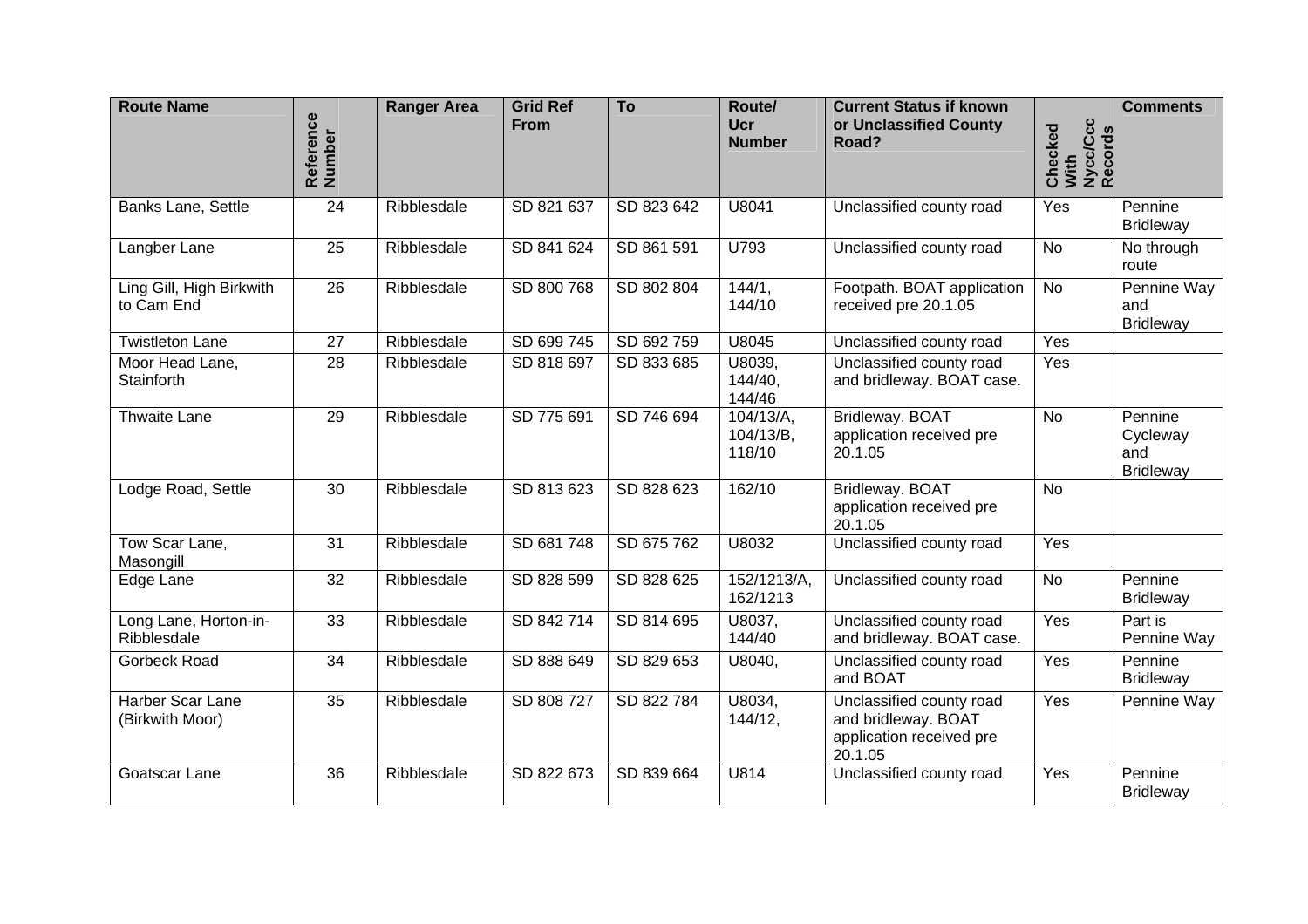| Route Name | Reference Number | Ranger Area | Grid Ref From | To | Route/ Ucr Number | Current Status if known or Unclassified County Road? | Checked With Nycc/Ccc Records | Comments |
|---|---|---|---|---|---|---|---|---|
| Banks Lane, Settle | 24 | Ribblesdale | SD 821 637 | SD 823 642 | U8041 | Unclassified county road | Yes | Pennine Bridleway |
| Langber Lane | 25 | Ribblesdale | SD 841 624 | SD 861 591 | U793 | Unclassified county road | No | No through route |
| Ling Gill, High Birkwith to Cam End | 26 | Ribblesdale | SD 800 768 | SD 802 804 | 144/1, 144/10 | Footpath. BOAT application received pre 20.1.05 | No | Pennine Way and Bridleway |
| Twistleton Lane | 27 | Ribblesdale | SD 699 745 | SD 692 759 | U8045 | Unclassified county road | Yes | |
| Moor Head Lane, Stainforth | 28 | Ribblesdale | SD 818 697 | SD 833 685 | U8039, 144/40, 144/46 | Unclassified county road and bridleway. BOAT case. | Yes | |
| Thwaite Lane | 29 | Ribblesdale | SD 775 691 | SD 746 694 | 104/13/A, 104/13/B, 118/10 | Bridleway. BOAT application received pre 20.1.05 | No | Pennine Cycleway and Bridleway |
| Lodge Road, Settle | 30 | Ribblesdale | SD 813 623 | SD 828 623 | 162/10 | Bridleway. BOAT application received pre 20.1.05 | No | |
| Tow Scar Lane, Masongill | 31 | Ribblesdale | SD 681 748 | SD 675 762 | U8032 | Unclassified county road | Yes | |
| Edge Lane | 32 | Ribblesdale | SD 828 599 | SD 828 625 | 152/1213/A, 162/1213 | Unclassified county road | No | Pennine Bridleway |
| Long Lane, Horton-in-Ribblesdale | 33 | Ribblesdale | SD 842 714 | SD 814 695 | U8037, 144/40 | Unclassified county road and bridleway. BOAT case. | Yes | Part is Pennine Way |
| Gorbeck Road | 34 | Ribblesdale | SD 888 649 | SD 829 653 | U8040, | Unclassified county road and BOAT | Yes | Pennine Bridleway |
| Harber Scar Lane (Birkwith Moor) | 35 | Ribblesdale | SD 808 727 | SD 822 784 | U8034, 144/12, | Unclassified county road and bridleway. BOAT application received pre 20.1.05 | Yes | Pennine Way |
| Goatscar Lane | 36 | Ribblesdale | SD 822 673 | SD 839 664 | U814 | Unclassified county road | Yes | Pennine Bridleway |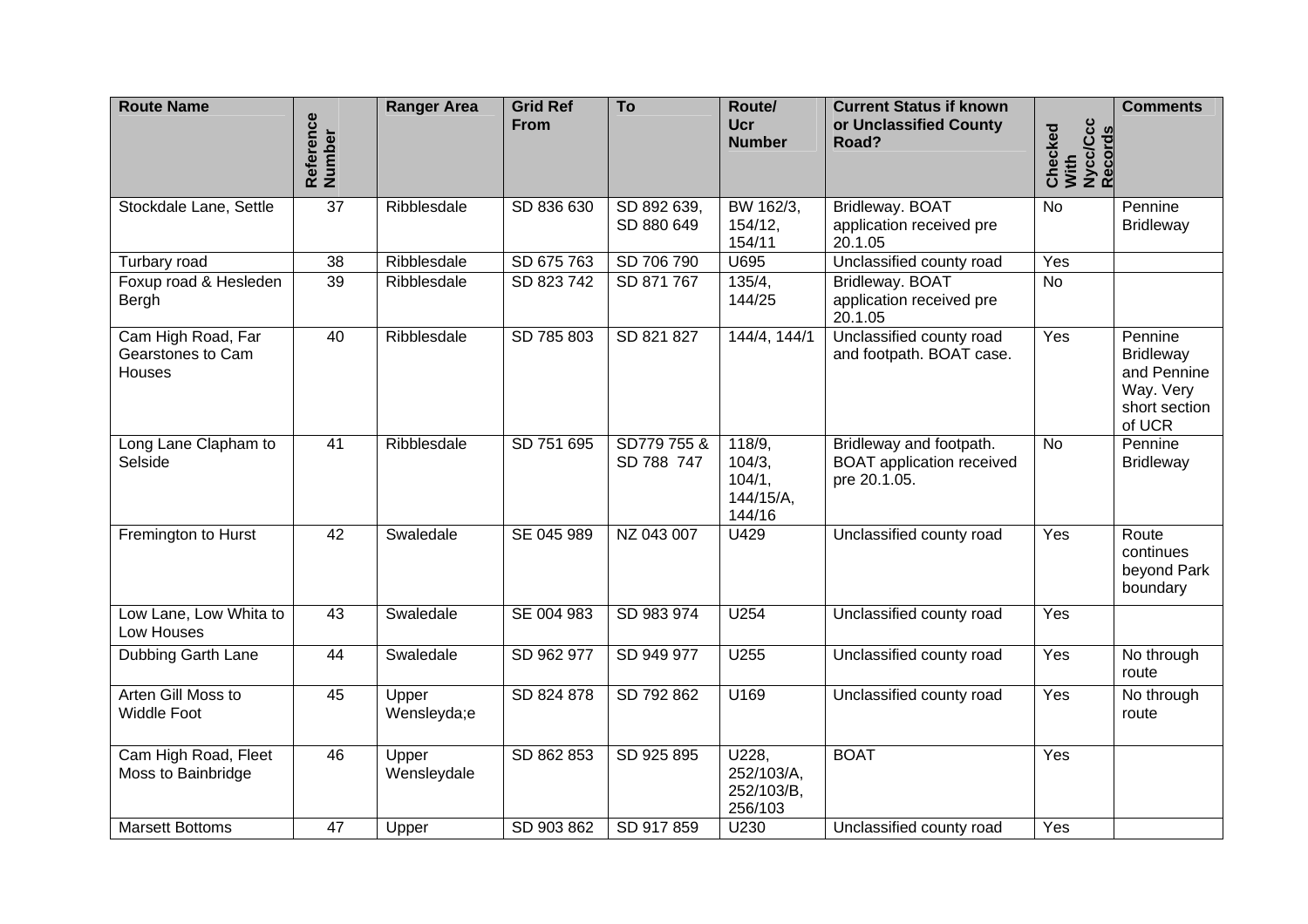| Route Name | Reference Number | Ranger Area | Grid Ref From | To | Route/ Ucr Number | Current Status if known or Unclassified County Road? | Checked With Nycc/Ccc Records | Comments |
|---|---|---|---|---|---|---|---|---|
| Stockdale Lane, Settle | 37 | Ribblesdale | SD 836 630 | SD 892 639, SD 880 649 | BW 162/3, 154/12, 154/11 | Bridleway. BOAT application received pre 20.1.05 | No | Pennine Bridleway |
| Turbary road | 38 | Ribblesdale | SD 675 763 | SD 706 790 | U695 | Unclassified county road | Yes | |
| Foxup road & Hesleden Bergh | 39 | Ribblesdale | SD 823 742 | SD 871 767 | 135/4, 144/25 | Bridleway. BOAT application received pre 20.1.05 | No | |
| Cam High Road, Far Gearstones to Cam Houses | 40 | Ribblesdale | SD 785 803 | SD 821 827 | 144/4, 144/1 | Unclassified county road and footpath. BOAT case. | Yes | Pennine Bridleway and Pennine Way. Very short section of UCR |
| Long Lane Clapham to Selside | 41 | Ribblesdale | SD 751 695 | SD779 755 & SD 788 747 | 118/9, 104/3, 104/1, 144/15/A, 144/16 | Bridleway and footpath. BOAT application received pre 20.1.05. | No | Pennine Bridleway |
| Fremington to Hurst | 42 | Swaledale | SE 045 989 | NZ 043 007 | U429 | Unclassified county road | Yes | Route continues beyond Park boundary |
| Low Lane, Low Whita to Low Houses | 43 | Swaledale | SE 004 983 | SD 983 974 | U254 | Unclassified county road | Yes | |
| Dubbing Garth Lane | 44 | Swaledale | SD 962 977 | SD 949 977 | U255 | Unclassified county road | Yes | No through route |
| Arten Gill Moss to Widdle Foot | 45 | Upper Wensleyda;e | SD 824 878 | SD 792 862 | U169 | Unclassified county road | Yes | No through route |
| Cam High Road, Fleet Moss to Bainbridge | 46 | Upper Wensleydale | SD 862 853 | SD 925 895 | U228, 252/103/A, 252/103/B, 256/103 | BOAT | Yes | |
| Marsett Bottoms | 47 | Upper | SD 903 862 | SD 917 859 | U230 | Unclassified county road | Yes | |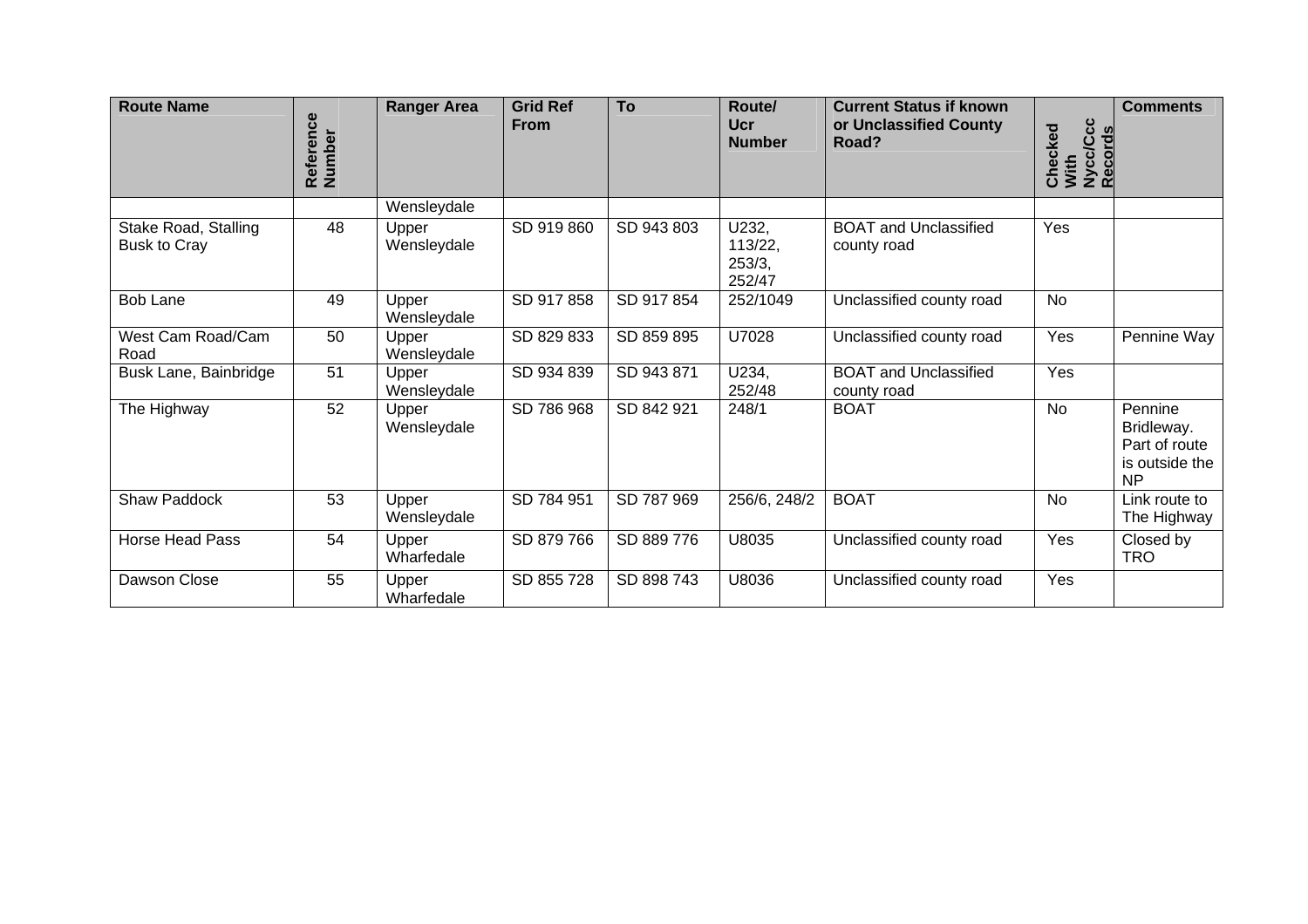| Route Name | Reference Number | Ranger Area | Grid Ref From | To | Route/ Ucr Number | Current Status if known or Unclassified County Road? | Checked With Nycc/Ccc Records | Comments |
|---|---|---|---|---|---|---|---|---|
| | | Wensleydale | | | | | | |
| Stake Road, Stalling Busk to Cray | 48 | Upper Wensleydale | SD 919 860 | SD 943 803 | U232, 113/22, 253/3, 252/47 | BOAT and Unclassified county road | Yes | |
| Bob Lane | 49 | Upper Wensleydale | SD 917 858 | SD 917 854 | 252/1049 | Unclassified county road | No | |
| West Cam Road/Cam Road | 50 | Upper Wensleydale | SD 829 833 | SD 859 895 | U7028 | Unclassified county road | Yes | Pennine Way |
| Busk Lane, Bainbridge | 51 | Upper Wensleydale | SD 934 839 | SD 943 871 | U234, 252/48 | BOAT and Unclassified county road | Yes | |
| The Highway | 52 | Upper Wensleydale | SD 786 968 | SD 842 921 | 248/1 | BOAT | No | Pennine Bridleway. Part of route is outside the NP |
| Shaw Paddock | 53 | Upper Wensleydale | SD 784 951 | SD 787 969 | 256/6, 248/2 | BOAT | No | Link route to The Highway |
| Horse Head Pass | 54 | Upper Wharfedale | SD 879 766 | SD 889 776 | U8035 | Unclassified county road | Yes | Closed by TRO |
| Dawson Close | 55 | Upper Wharfedale | SD 855 728 | SD 898 743 | U8036 | Unclassified county road | Yes | |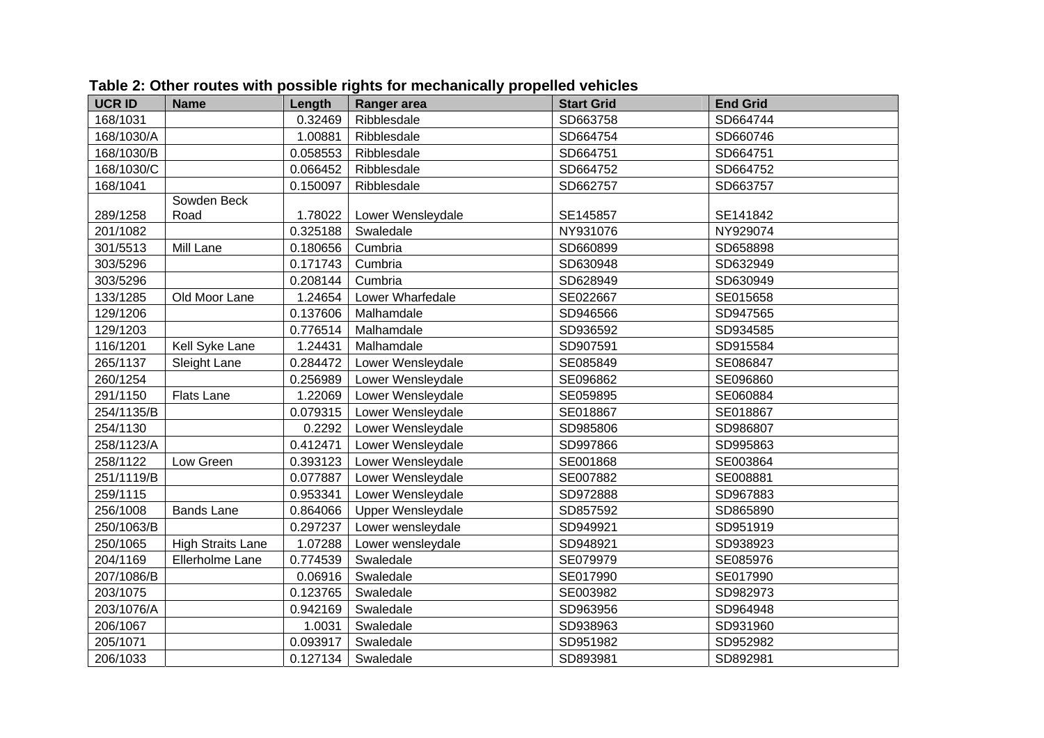**Table 2: Other routes with possible rights for mechanically propelled vehicles**

| UCR ID | Name | Length | Ranger area | Start Grid | End Grid |
|---|---|---|---|---|---|
| 168/1031 | | 0.32469 | Ribblesdale | SD663758 | SD664744 |
| 168/1030/A | | 1.00881 | Ribblesdale | SD664754 | SD660746 |
| 168/1030/B | | 0.058553 | Ribblesdale | SD664751 | SD664751 |
| 168/1030/C | | 0.066452 | Ribblesdale | SD664752 | SD664752 |
| 168/1041 | | 0.150097 | Ribblesdale | SD662757 | SD663757 |
| 289/1258 | Sowden Beck Road | 1.78022 | Lower Wensleydale | SE145857 | SE141842 |
| 201/1082 | | 0.325188 | Swaledale | NY931076 | NY929074 |
| 301/5513 | Mill Lane | 0.180656 | Cumbria | SD660899 | SD658898 |
| 303/5296 | | 0.171743 | Cumbria | SD630948 | SD632949 |
| 303/5296 | | 0.208144 | Cumbria | SD628949 | SD630949 |
| 133/1285 | Old Moor Lane | 1.24654 | Lower Wharfedale | SE022667 | SE015658 |
| 129/1206 | | 0.137606 | Malhamdale | SD946566 | SD947565 |
| 129/1203 | | 0.776514 | Malhamdale | SD936592 | SD934585 |
| 116/1201 | Kell Syke Lane | 1.24431 | Malhamdale | SD907591 | SD915584 |
| 265/1137 | Sleight Lane | 0.284472 | Lower Wensleydale | SE085849 | SE086847 |
| 260/1254 | | 0.256989 | Lower Wensleydale | SE096862 | SE096860 |
| 291/1150 | Flats Lane | 1.22069 | Lower Wensleydale | SE059895 | SE060884 |
| 254/1135/B | | 0.079315 | Lower Wensleydale | SE018867 | SE018867 |
| 254/1130 | | 0.2292 | Lower Wensleydale | SD985806 | SD986807 |
| 258/1123/A | | 0.412471 | Lower Wensleydale | SD997866 | SD995863 |
| 258/1122 | Low Green | 0.393123 | Lower Wensleydale | SE001868 | SE003864 |
| 251/1119/B | | 0.077887 | Lower Wensleydale | SE007882 | SE008881 |
| 259/1115 | | 0.953341 | Lower Wensleydale | SD972888 | SD967883 |
| 256/1008 | Bands Lane | 0.864066 | Upper Wensleydale | SD857592 | SD865890 |
| 250/1063/B | | 0.297237 | Lower wensleydale | SD949921 | SD951919 |
| 250/1065 | High Straits Lane | 1.07288 | Lower wensleydale | SD948921 | SD938923 |
| 204/1169 | Ellerholme Lane | 0.774539 | Swaledale | SE079979 | SE085976 |
| 207/1086/B | | 0.06916 | Swaledale | SE017990 | SE017990 |
| 203/1075 | | 0.123765 | Swaledale | SE003982 | SD982973 |
| 203/1076/A | | 0.942169 | Swaledale | SD963956 | SD964948 |
| 206/1067 | | 1.0031 | Swaledale | SD938963 | SD931960 |
| 205/1071 | | 0.093917 | Swaledale | SD951982 | SD952982 |
| 206/1033 | | 0.127134 | Swaledale | SD893981 | SD892981 |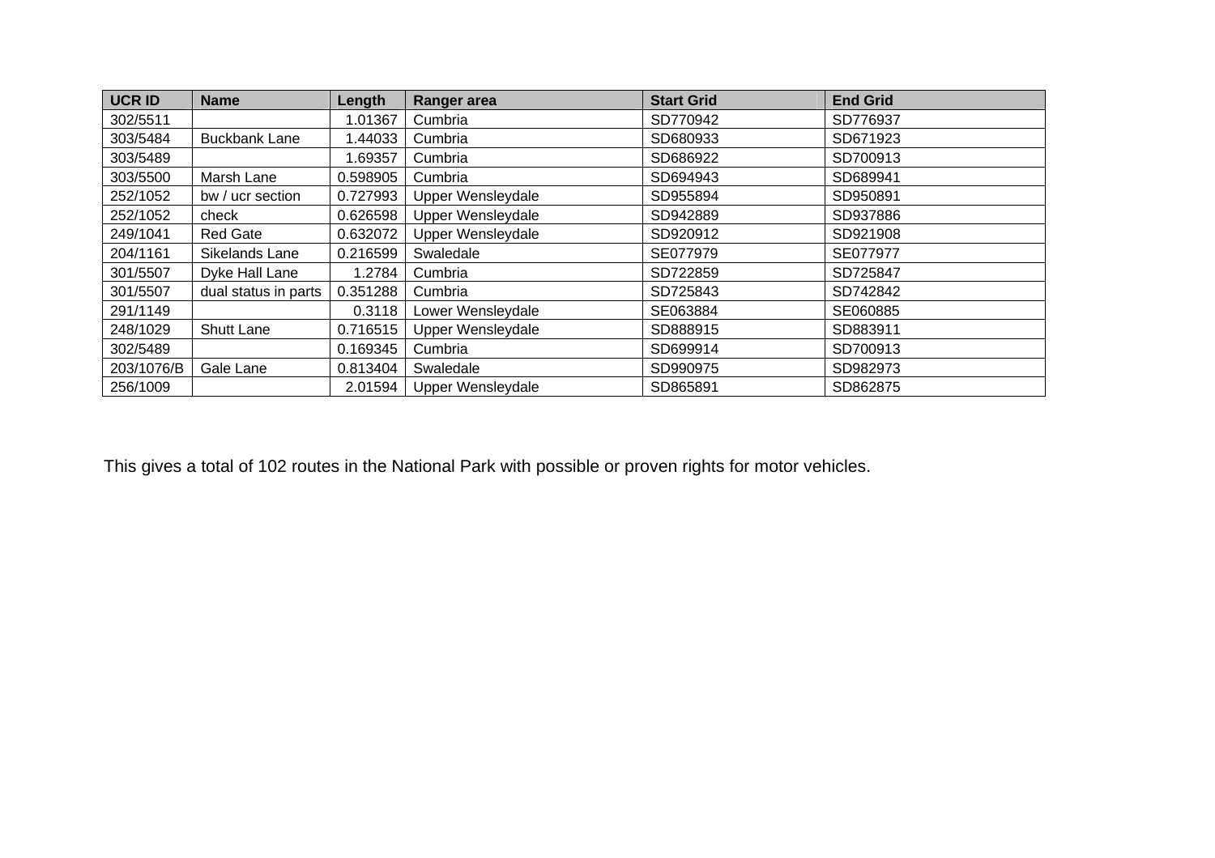| UCR ID | Name | Length | Ranger area | Start Grid | End Grid |
|---|---|---|---|---|---|
| 302/5511 | | 1.01367 | Cumbria | SD770942 | SD776937 |
| 303/5484 | Buckbank Lane | 1.44033 | Cumbria | SD680933 | SD671923 |
| 303/5489 | | 1.69357 | Cumbria | SD686922 | SD700913 |
| 303/5500 | Marsh Lane | 0.598905 | Cumbria | SD694943 | SD689941 |
| 252/1052 | bw / ucr section | 0.727993 | Upper Wensleydale | SD955894 | SD950891 |
| 252/1052 | check | 0.626598 | Upper Wensleydale | SD942889 | SD937886 |
| 249/1041 | Red Gate | 0.632072 | Upper Wensleydale | SD920912 | SD921908 |
| 204/1161 | Sikelands Lane | 0.216599 | Swaledale | SE077979 | SE077977 |
| 301/5507 | Dyke Hall Lane | 1.2784 | Cumbria | SD722859 | SD725847 |
| 301/5507 | dual status in parts | 0.351288 | Cumbria | SD725843 | SD742842 |
| 291/1149 | | 0.3118 | Lower Wensleydale | SE063884 | SE060885 |
| 248/1029 | Shutt Lane | 0.716515 | Upper Wensleydale | SD888915 | SD883911 |
| 302/5489 | | 0.169345 | Cumbria | SD699914 | SD700913 |
| 203/1076/B | Gale Lane | 0.813404 | Swaledale | SD990975 | SD982973 |
| 256/1009 | | 2.01594 | Upper Wensleydale | SD865891 | SD862875 |

This gives a total of 102 routes in the National Park with possible or proven rights for motor vehicles.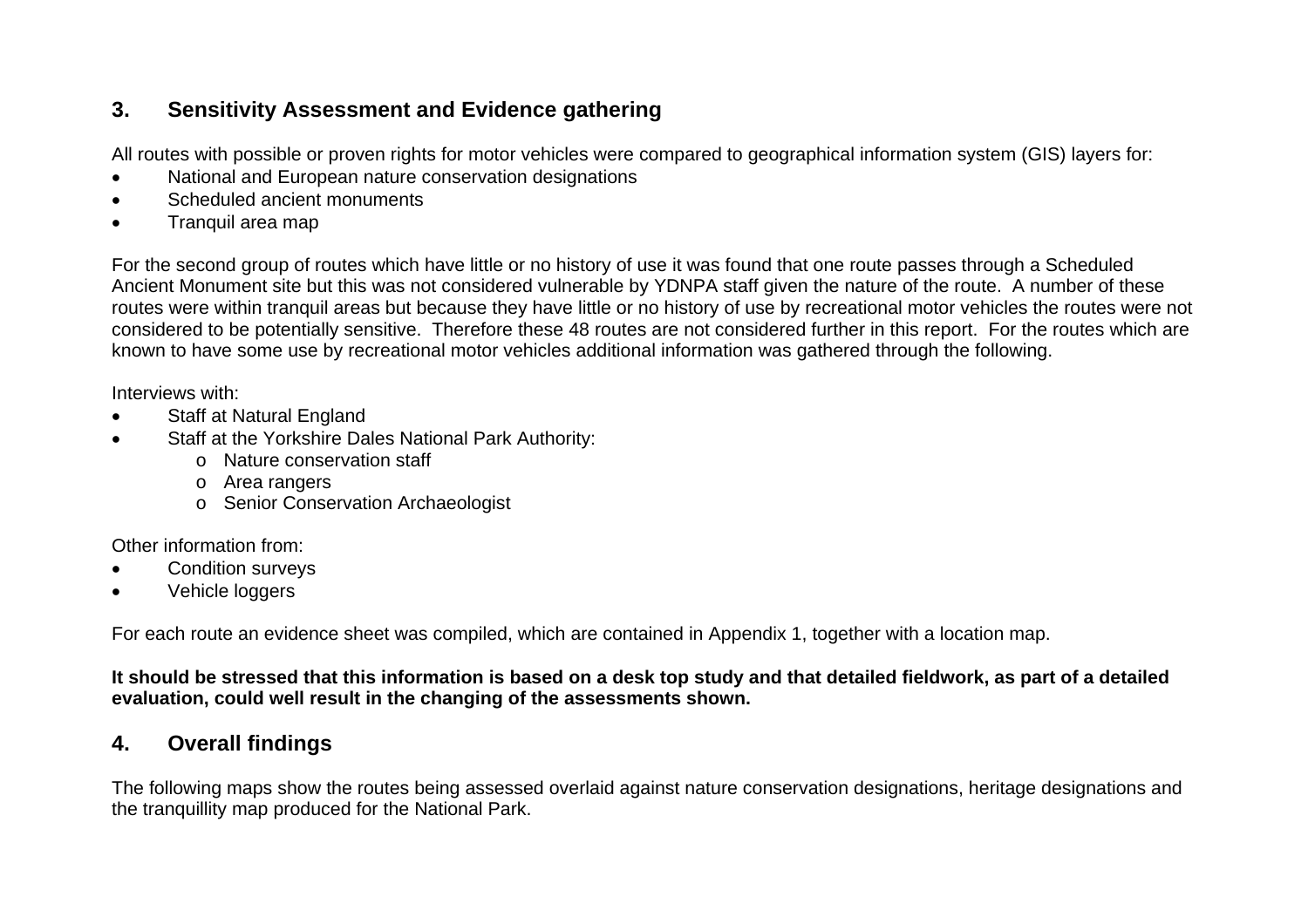## 3. Sensitivity Assessment and Evidence gathering

All routes with possible or proven rights for motor vehicles were compared to geographical information system (GIS) layers for:

- National and European nature conservation designations
- Scheduled ancient monuments
- Tranquil area map

For the second group of routes which have little or no history of use it was found that one route passes through a Scheduled Ancient Monument site but this was not considered vulnerable by YDNPA staff given the nature of the route. A number of these routes were within tranquil areas but because they have little or no history of use by recreational motor vehicles the routes were not considered to be potentially sensitive. Therefore these 48 routes are not considered further in this report. For the routes which are known to have some use by recreational motor vehicles additional information was gathered through the following.

Interviews with:

- Staff at Natural England
- Staff at the Yorkshire Dales National Park Authority:
  - Nature conservation staff
  - Area rangers
  - Senior Conservation Archaeologist

Other information from:

- Condition surveys
- Vehicle loggers

For each route an evidence sheet was compiled, which are contained in Appendix 1, together with a location map.

**It should be stressed that this information is based on a desk top study and that detailed fieldwork, as part of a detailed evaluation, could well result in the changing of the assessments shown.**

## 4. Overall findings

The following maps show the routes being assessed overlaid against nature conservation designations, heritage designations and the tranquillity map produced for the National Park.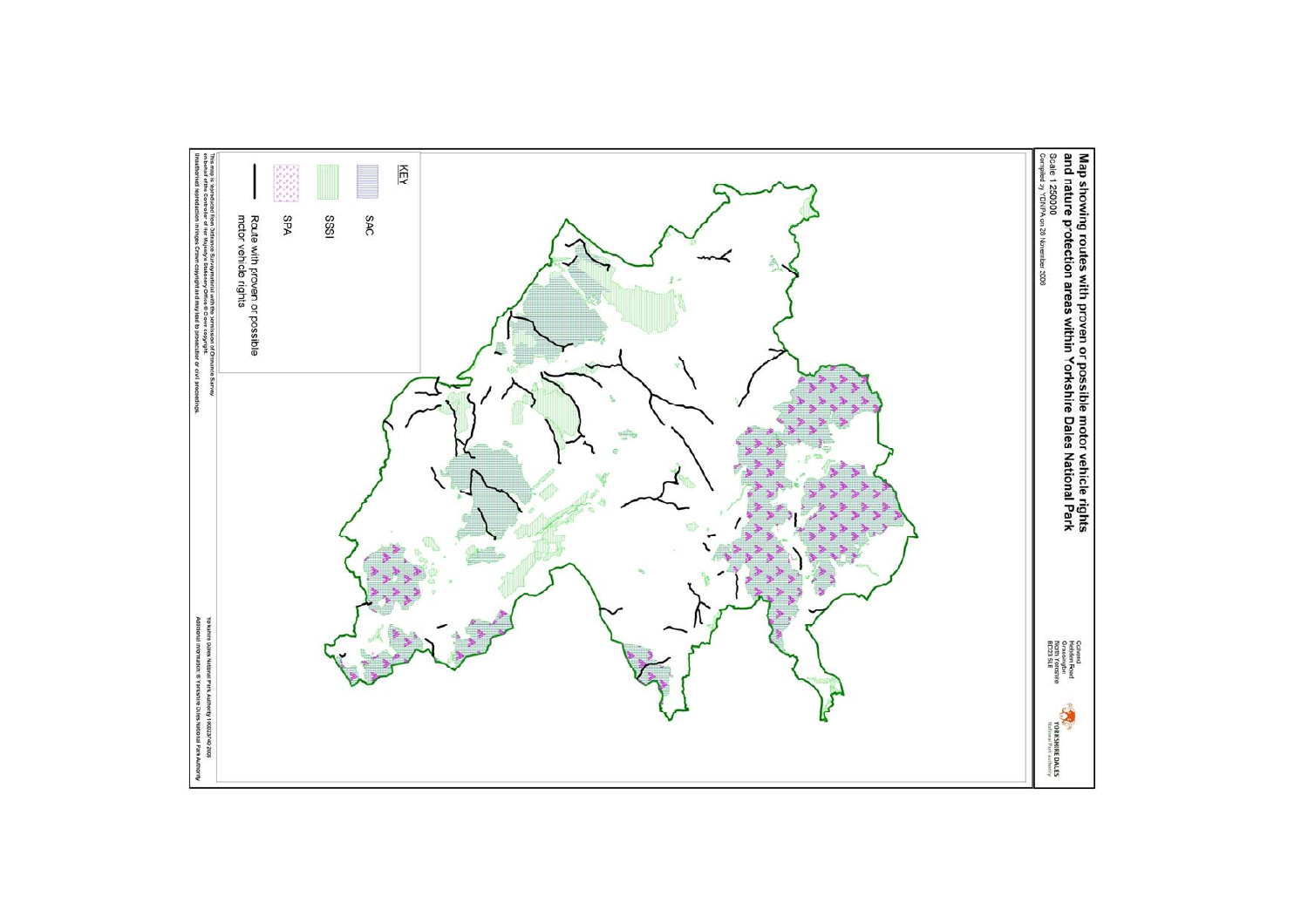# Map showing routes with proven or possible motor vehicle rights and nature protection areas within Yorkshire Dales National Park

Scale 1:250000

Compiled by YDNPA on 28 November 2006

Colvend
Hebden Road
Grassington
North Yorkshire
BD23 5LB

YORKSHIRE DALES
National Park Authority

**KEY**

- SAC
- SSSI
- SPA
- Route with proven or possible motor vehicle rights

This map is reproduced from Ordnance Survey material with the permission of Ordnance Survey on behalf of the Controller of Her Majesty's Stationery Office © Crown copyright. Unauthorised reproduction infringes Crown copyright and may lead to prosecution or civil proceedings.

Yorkshire Dales National Park Authority 100023740 2006

Additional information © Yorkshire Dales National Park Authority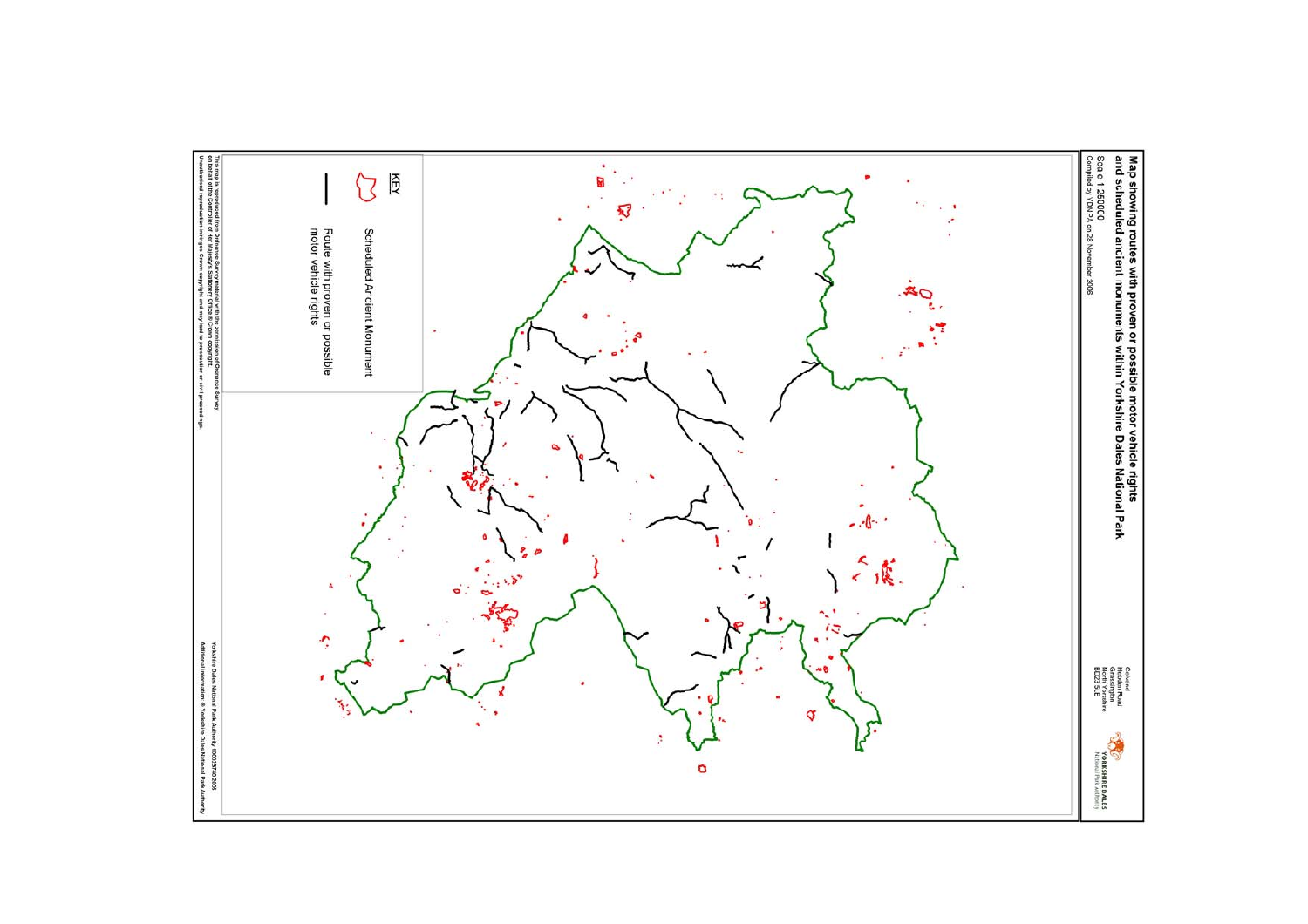# Map showing routes with proven or possible motor vehicle rights and scheduled ancient monuments within Yorkshire Dales National Park

Scale 1:250000

Compiled by YDNPA on 28 November 2006

Colvend
Hebden Road
Grassington
North Yorkshire
BD23 5LE

YORKSHIRE DALES
National Park Authority

**KEY**

Scheduled Ancient Monument

Route with proven or possible motor vehicle rights

This map is reproduced from Ordnance Survey material with the permission of Ordnance Survey on behalf of the Controller of Her Majesty's Stationery Office © Crown copyright. Unauthorised reproduction infringes Crown copyright and may lead to prosecution or civil proceedings.

Yorkshire Dales National Park Authority 100023740 2005

Additional information © Yorkshire Dales National Park Authority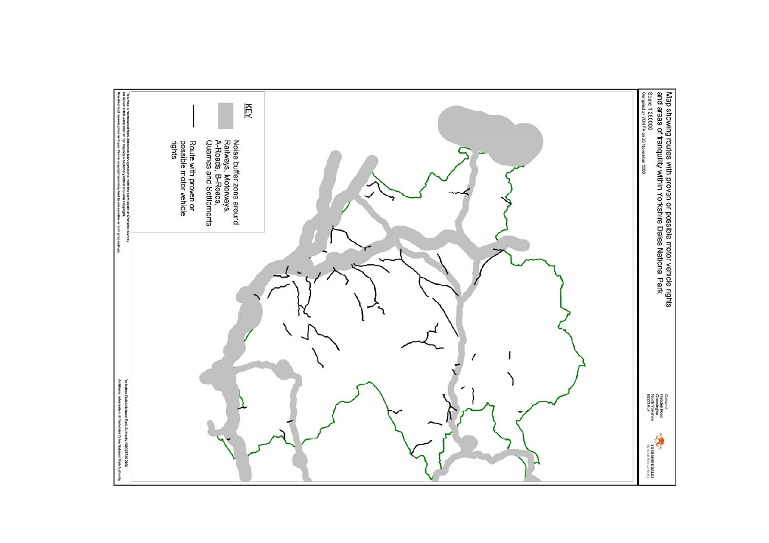# Map showing routes with proven or possible motor vehicle rights and areas of tranquility within Yorkshire Dales Nationa Park

Scale 1:250000

Compiled by YDNPA on 28 November 2008

Colvend
Hebden Road
Grassington
North Yorkshire
BD23 5LB

YORKSHIRE DALES
National Park Authority

**KEY**

Noise buffer zone around Railways, Motorways, A-Roads, B-Roads, Quarries and Settlements

Route with proven or possible motor vehicle rights

This map is reproduced from Ordnance Survey material with the permission of Ordnance Survey on behalf of the Controller of Her Majesty's Stationery Office © Crown copyright. Unauthorised reproduction infringes Crown copyright and may lead to prosecution or civil proceedings.

Yorkshire Dales National Park Authority 100023740 2008
Additional information © Yorkshire Dales National Park Authority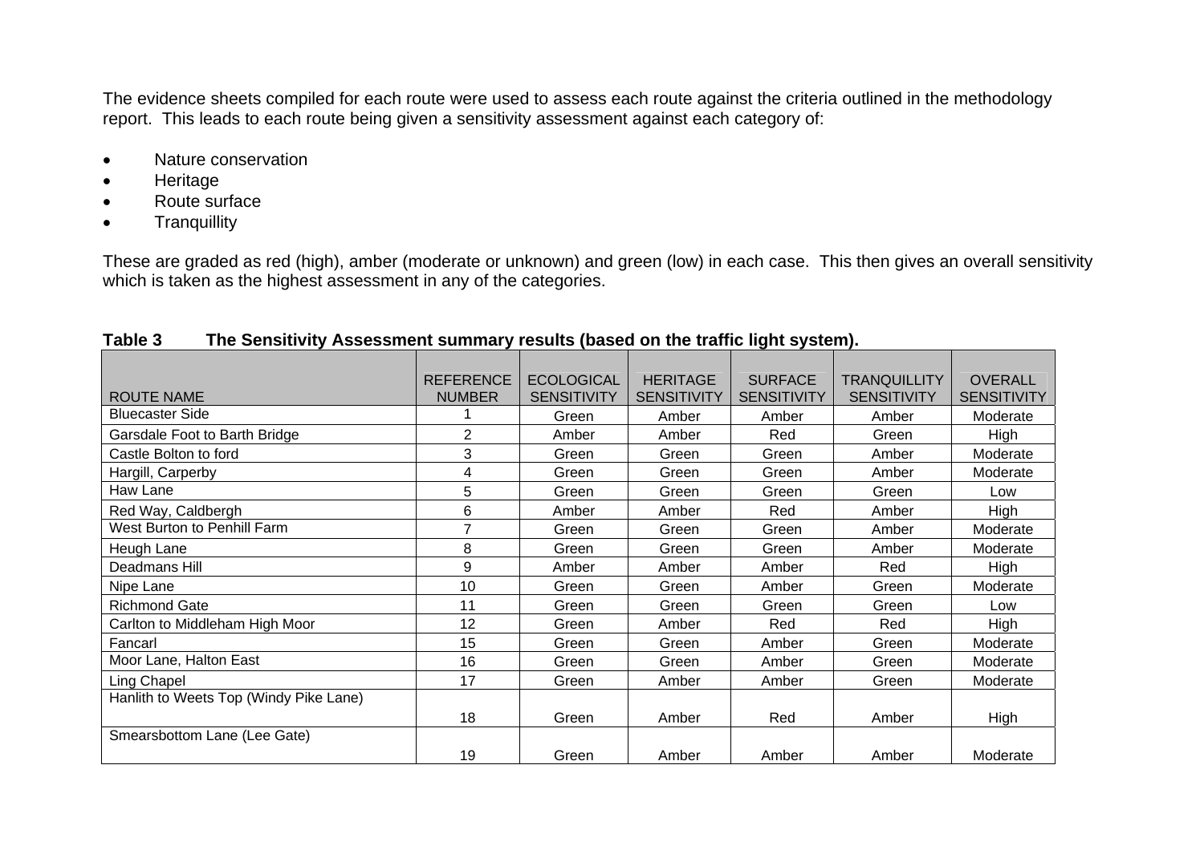The evidence sheets compiled for each route were used to assess each route against the criteria outlined in the methodology report. This leads to each route being given a sensitivity assessment against each category of:

- Nature conservation
- Heritage
- Route surface
- Tranquillity

These are graded as red (high), amber (moderate or unknown) and green (low) in each case. This then gives an overall sensitivity which is taken as the highest assessment in any of the categories.

**Table 3 The Sensitivity Assessment summary results (based on the traffic light system).**

| ROUTE NAME | REFERENCE NUMBER | ECOLOGICAL SENSITIVITY | HERITAGE SENSITIVITY | SURFACE SENSITIVITY | TRANQUILLITY SENSITIVITY | OVERALL SENSITIVITY |
|---|---|---|---|---|---|---|
| Bluecaster Side | 1 | Green | Amber | Amber | Amber | Moderate |
| Garsdale Foot to Barth Bridge | 2 | Amber | Amber | Red | Green | High |
| Castle Bolton to ford | 3 | Green | Green | Green | Amber | Moderate |
| Hargill, Carperby | 4 | Green | Green | Green | Amber | Moderate |
| Haw Lane | 5 | Green | Green | Green | Green | Low |
| Red Way, Caldbergh | 6 | Amber | Amber | Red | Amber | High |
| West Burton to Penhill Farm | 7 | Green | Green | Green | Amber | Moderate |
| Heugh Lane | 8 | Green | Green | Green | Amber | Moderate |
| Deadmans Hill | 9 | Amber | Amber | Amber | Red | High |
| Nipe Lane | 10 | Green | Green | Amber | Green | Moderate |
| Richmond Gate | 11 | Green | Green | Green | Green | Low |
| Carlton to Middleham High Moor | 12 | Green | Amber | Red | Red | High |
| Fancarl | 15 | Green | Green | Amber | Green | Moderate |
| Moor Lane, Halton East | 16 | Green | Green | Amber | Green | Moderate |
| Ling Chapel | 17 | Green | Amber | Amber | Green | Moderate |
| Hanlith to Weets Top (Windy Pike Lane) | 18 | Green | Amber | Red | Amber | High |
| Smearsbottom Lane (Lee Gate) | 19 | Green | Amber | Amber | Amber | Moderate |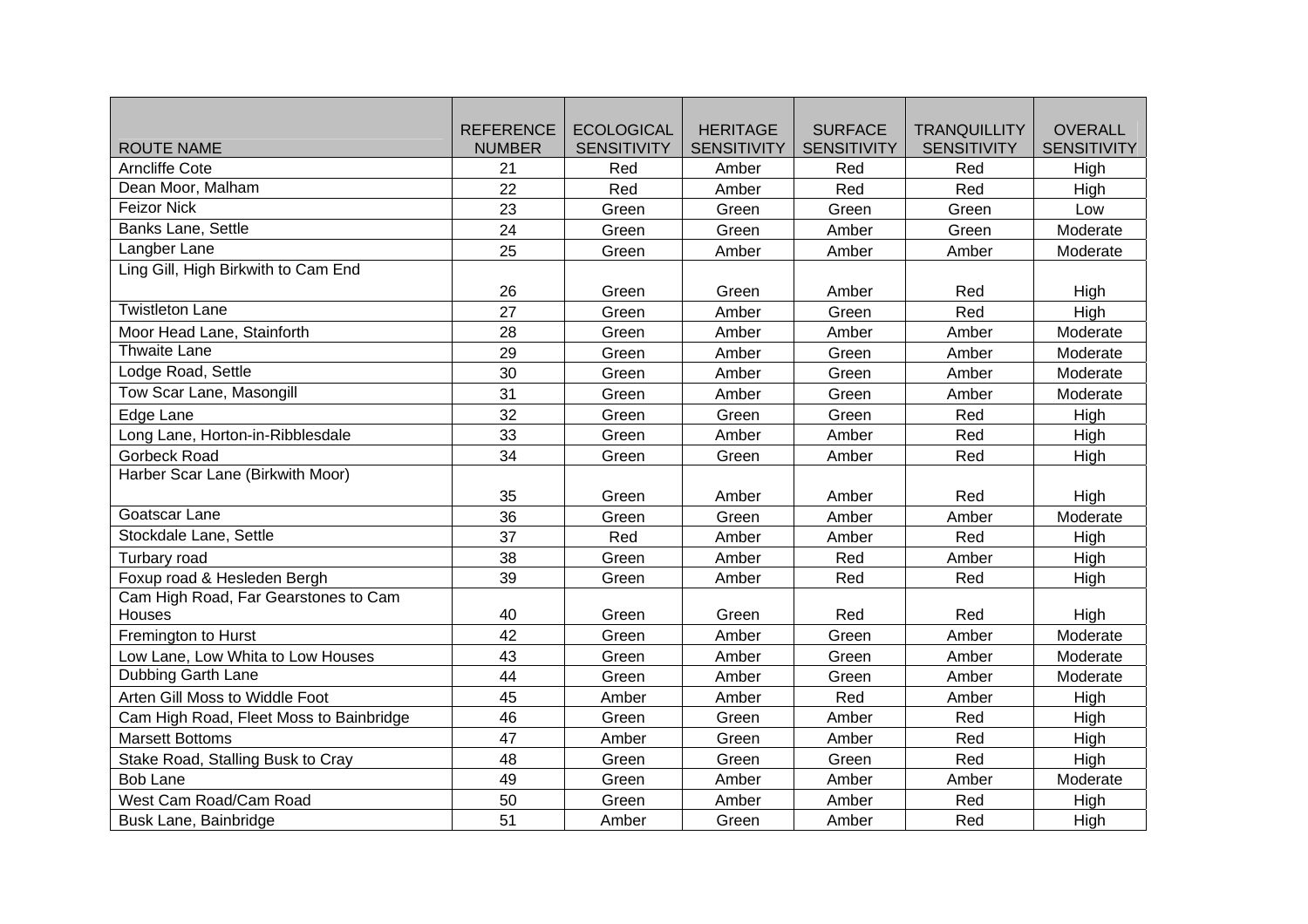| ROUTE NAME | REFERENCE NUMBER | ECOLOGICAL SENSITIVITY | HERITAGE SENSITIVITY | SURFACE SENSITIVITY | TRANQUILLITY SENSITIVITY | OVERALL SENSITIVITY |
|---|---|---|---|---|---|---|
| Arncliffe Cote | 21 | Red | Amber | Red | Red | High |
| Dean Moor, Malham | 22 | Red | Amber | Red | Red | High |
| Feizor Nick | 23 | Green | Green | Green | Green | Low |
| Banks Lane, Settle | 24 | Green | Green | Amber | Green | Moderate |
| Langber Lane | 25 | Green | Amber | Amber | Amber | Moderate |
| Ling Gill, High Birkwith to Cam End | 26 | Green | Green | Amber | Red | High |
| Twistleton Lane | 27 | Green | Amber | Green | Red | High |
| Moor Head Lane, Stainforth | 28 | Green | Amber | Amber | Amber | Moderate |
| Thwaite Lane | 29 | Green | Amber | Green | Amber | Moderate |
| Lodge Road, Settle | 30 | Green | Amber | Green | Amber | Moderate |
| Tow Scar Lane, Masongill | 31 | Green | Amber | Green | Amber | Moderate |
| Edge Lane | 32 | Green | Green | Green | Red | High |
| Long Lane, Horton-in-Ribblesdale | 33 | Green | Amber | Amber | Red | High |
| Gorbeck Road | 34 | Green | Green | Amber | Red | High |
| Harber Scar Lane (Birkwith Moor) | 35 | Green | Amber | Amber | Red | High |
| Goatscar Lane | 36 | Green | Green | Amber | Amber | Moderate |
| Stockdale Lane, Settle | 37 | Red | Amber | Amber | Red | High |
| Turbary road | 38 | Green | Amber | Red | Amber | High |
| Foxup road & Hesleden Bergh | 39 | Green | Amber | Red | Red | High |
| Cam High Road, Far Gearstones to Cam Houses | 40 | Green | Green | Red | Red | High |
| Fremington to Hurst | 42 | Green | Amber | Green | Amber | Moderate |
| Low Lane, Low Whita to Low Houses | 43 | Green | Amber | Green | Amber | Moderate |
| Dubbing Garth Lane | 44 | Green | Amber | Green | Amber | Moderate |
| Arten Gill Moss to Widdle Foot | 45 | Amber | Amber | Red | Amber | High |
| Cam High Road, Fleet Moss to Bainbridge | 46 | Green | Green | Amber | Red | High |
| Marsett Bottoms | 47 | Amber | Green | Amber | Red | High |
| Stake Road, Stalling Busk to Cray | 48 | Green | Green | Green | Red | High |
| Bob Lane | 49 | Green | Amber | Amber | Amber | Moderate |
| West Cam Road/Cam Road | 50 | Green | Amber | Amber | Red | High |
| Busk Lane, Bainbridge | 51 | Amber | Green | Amber | Red | High |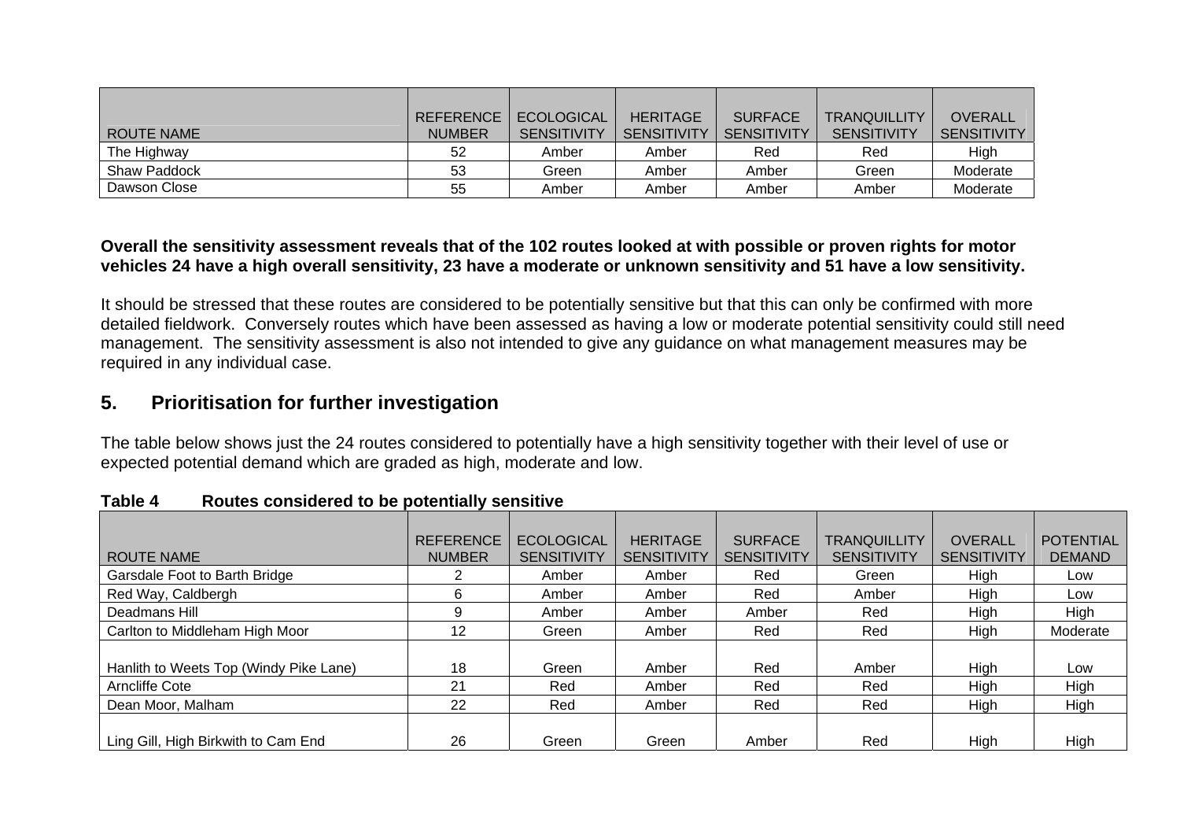| ROUTE NAME | REFERENCE NUMBER | ECOLOGICAL SENSITIVITY | HERITAGE SENSITIVITY | SURFACE SENSITIVITY | TRANQUILLITY SENSITIVITY | OVERALL SENSITIVITY |
|---|---|---|---|---|---|---|
| The Highway | 52 | Amber | Amber | Red | Red | High |
| Shaw Paddock | 53 | Green | Amber | Amber | Green | Moderate |
| Dawson Close | 55 | Amber | Amber | Amber | Amber | Moderate |

**Overall the sensitivity assessment reveals that of the 102 routes looked at with possible or proven rights for motor vehicles 24 have a high overall sensitivity, 23 have a moderate or unknown sensitivity and 51 have a low sensitivity.**

It should be stressed that these routes are considered to be potentially sensitive but that this can only be confirmed with more detailed fieldwork. Conversely routes which have been assessed as having a low or moderate potential sensitivity could still need management. The sensitivity assessment is also not intended to give any guidance on what management measures may be required in any individual case.

## 5. Prioritisation for further investigation

The table below shows just the 24 routes considered to potentially have a high sensitivity together with their level of use or expected potential demand which are graded as high, moderate and low.

**Table 4 Routes considered to be potentially sensitive**

| ROUTE NAME | REFERENCE NUMBER | ECOLOGICAL SENSITIVITY | HERITAGE SENSITIVITY | SURFACE SENSITIVITY | TRANQUILLITY SENSITIVITY | OVERALL SENSITIVITY | POTENTIAL DEMAND |
|---|---|---|---|---|---|---|---|
| Garsdale Foot to Barth Bridge | 2 | Amber | Amber | Red | Green | High | Low |
| Red Way, Caldbergh | 6 | Amber | Amber | Red | Amber | High | Low |
| Deadmans Hill | 9 | Amber | Amber | Amber | Red | High | High |
| Carlton to Middleham High Moor | 12 | Green | Amber | Red | Red | High | Moderate |
| Hanlith to Weets Top (Windy Pike Lane) | 18 | Green | Amber | Red | Amber | High | Low |
| Arncliffe Cote | 21 | Red | Amber | Red | Red | High | High |
| Dean Moor, Malham | 22 | Red | Amber | Red | Red | High | High |
| Ling Gill, High Birkwith to Cam End | 26 | Green | Green | Amber | Red | High | High |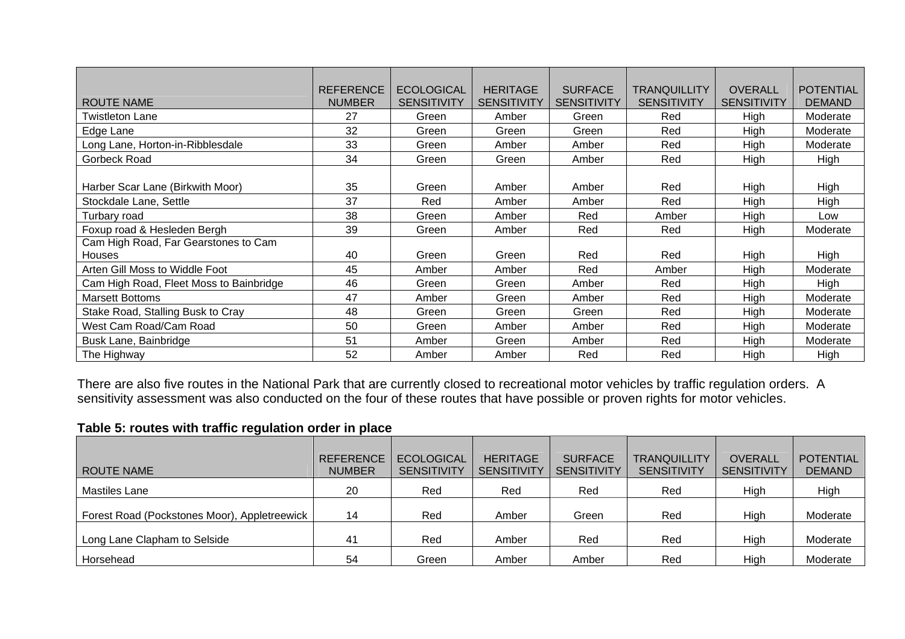| ROUTE NAME | REFERENCE NUMBER | ECOLOGICAL SENSITIVITY | HERITAGE SENSITIVITY | SURFACE SENSITIVITY | TRANQUILLITY SENSITIVITY | OVERALL SENSITIVITY | POTENTIAL DEMAND |
|---|---|---|---|---|---|---|---|
| Twistleton Lane | 27 | Green | Amber | Green | Red | High | Moderate |
| Edge Lane | 32 | Green | Green | Green | Red | High | Moderate |
| Long Lane, Horton-in-Ribblesdale | 33 | Green | Amber | Amber | Red | High | Moderate |
| Gorbeck Road | 34 | Green | Green | Amber | Red | High | High |
| Harber Scar Lane (Birkwith Moor) | 35 | Green | Amber | Amber | Red | High | High |
| Stockdale Lane, Settle | 37 | Red | Amber | Amber | Red | High | High |
| Turbary road | 38 | Green | Amber | Red | Amber | High | Low |
| Foxup road & Hesleden Bergh | 39 | Green | Amber | Red | Red | High | Moderate |
| Cam High Road, Far Gearstones to Cam Houses | 40 | Green | Green | Red | Red | High | High |
| Arten Gill Moss to Widdle Foot | 45 | Amber | Amber | Red | Amber | High | Moderate |
| Cam High Road, Fleet Moss to Bainbridge | 46 | Green | Green | Amber | Red | High | High |
| Marsett Bottoms | 47 | Amber | Green | Amber | Red | High | Moderate |
| Stake Road, Stalling Busk to Cray | 48 | Green | Green | Green | Red | High | Moderate |
| West Cam Road/Cam Road | 50 | Green | Amber | Amber | Red | High | Moderate |
| Busk Lane, Bainbridge | 51 | Amber | Green | Amber | Red | High | Moderate |
| The Highway | 52 | Amber | Amber | Red | Red | High | High |

There are also five routes in the National Park that are currently closed to recreational motor vehicles by traffic regulation orders. A sensitivity assessment was also conducted on the four of these routes that have possible or proven rights for motor vehicles.

**Table 5: routes with traffic regulation order in place**

| ROUTE NAME | REFERENCE NUMBER | ECOLOGICAL SENSITIVITY | HERITAGE SENSITIVITY | SURFACE SENSITIVITY | TRANQUILLITY SENSITIVITY | OVERALL SENSITIVITY | POTENTIAL DEMAND |
|---|---|---|---|---|---|---|---|
| Mastiles Lane | 20 | Red | Red | Red | Red | High | High |
| Forest Road (Pockstones Moor), Appletreewick | 14 | Red | Amber | Green | Red | High | Moderate |
| Long Lane Clapham to Selside | 41 | Red | Amber | Red | Red | High | Moderate |
| Horsehead | 54 | Green | Amber | Amber | Red | High | Moderate |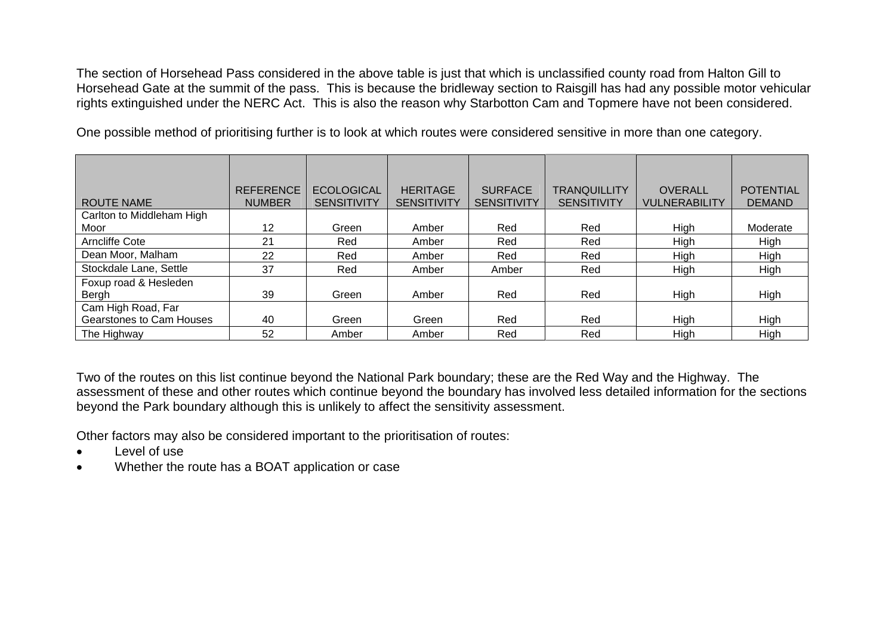The section of Horsehead Pass considered in the above table is just that which is unclassified county road from Halton Gill to Horsehead Gate at the summit of the pass. This is because the bridleway section to Raisgill has had any possible motor vehicular rights extinguished under the NERC Act. This is also the reason why Starbotton Cam and Topmere have not been considered.

One possible method of prioritising further is to look at which routes were considered sensitive in more than one category.

| ROUTE NAME | REFERENCE NUMBER | ECOLOGICAL SENSITIVITY | HERITAGE SENSITIVITY | SURFACE SENSITIVITY | TRANQUILLITY SENSITIVITY | OVERALL VULNERABILITY | POTENTIAL DEMAND |
|---|---|---|---|---|---|---|---|
| Carlton to Middleham High Moor | 12 | Green | Amber | Red | Red | High | Moderate |
| Arncliffe Cote | 21 | Red | Amber | Red | Red | High | High |
| Dean Moor, Malham | 22 | Red | Amber | Red | Red | High | High |
| Stockdale Lane, Settle | 37 | Red | Amber | Amber | Red | High | High |
| Foxup road & Hesleden Bergh | 39 | Green | Amber | Red | Red | High | High |
| Cam High Road, Far Gearstones to Cam Houses | 40 | Green | Green | Red | Red | High | High |
| The Highway | 52 | Amber | Amber | Red | Red | High | High |

Two of the routes on this list continue beyond the National Park boundary; these are the Red Way and the Highway. The assessment of these and other routes which continue beyond the boundary has involved less detailed information for the sections beyond the Park boundary although this is unlikely to affect the sensitivity assessment.

Other factors may also be considered important to the prioritisation of routes:

- Level of use
- Whether the route has a BOAT application or case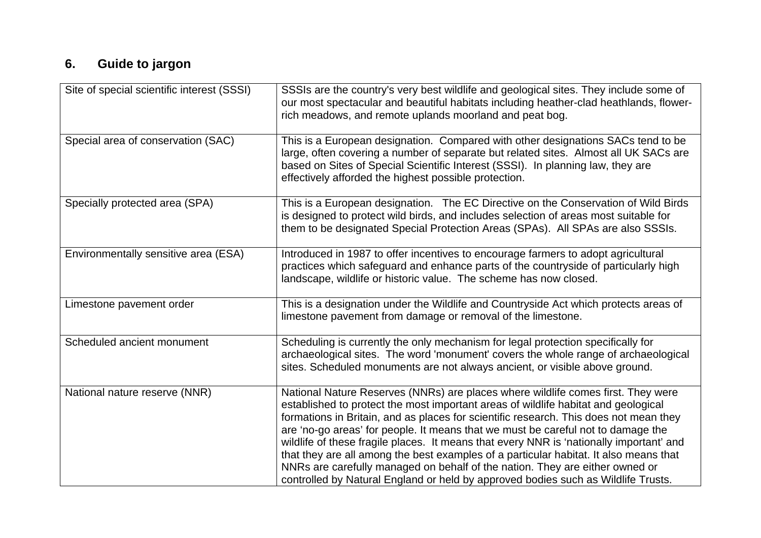## 6. Guide to jargon

| | |
|---|---|
| Site of special scientific interest (SSSI) | SSSIs are the country's very best wildlife and geological sites. They include some of our most spectacular and beautiful habitats including heather-clad heathlands, flower-rich meadows, and remote uplands moorland and peat bog. |
| Special area of conservation (SAC) | This is a European designation. Compared with other designations SACs tend to be large, often covering a number of separate but related sites. Almost all UK SACs are based on Sites of Special Scientific Interest (SSSI). In planning law, they are effectively afforded the highest possible protection. |
| Specially protected area (SPA) | This is a European designation. The EC Directive on the Conservation of Wild Birds is designed to protect wild birds, and includes selection of areas most suitable for them to be designated Special Protection Areas (SPAs). All SPAs are also SSSIs. |
| Environmentally sensitive area (ESA) | Introduced in 1987 to offer incentives to encourage farmers to adopt agricultural practices which safeguard and enhance parts of the countryside of particularly high landscape, wildlife or historic value. The scheme has now closed. |
| Limestone pavement order | This is a designation under the Wildlife and Countryside Act which protects areas of limestone pavement from damage or removal of the limestone. |
| Scheduled ancient monument | Scheduling is currently the only mechanism for legal protection specifically for archaeological sites. The word 'monument' covers the whole range of archaeological sites. Scheduled monuments are not always ancient, or visible above ground. |
| National nature reserve (NNR) | National Nature Reserves (NNRs) are places where wildlife comes first. They were established to protect the most important areas of wildlife habitat and geological formations in Britain, and as places for scientific research. This does not mean they are 'no-go areas' for people. It means that we must be careful not to damage the wildlife of these fragile places. It means that every NNR is 'nationally important' and that they are all among the best examples of a particular habitat. It also means that NNRs are carefully managed on behalf of the nation. They are either owned or controlled by Natural England or held by approved bodies such as Wildlife Trusts. |